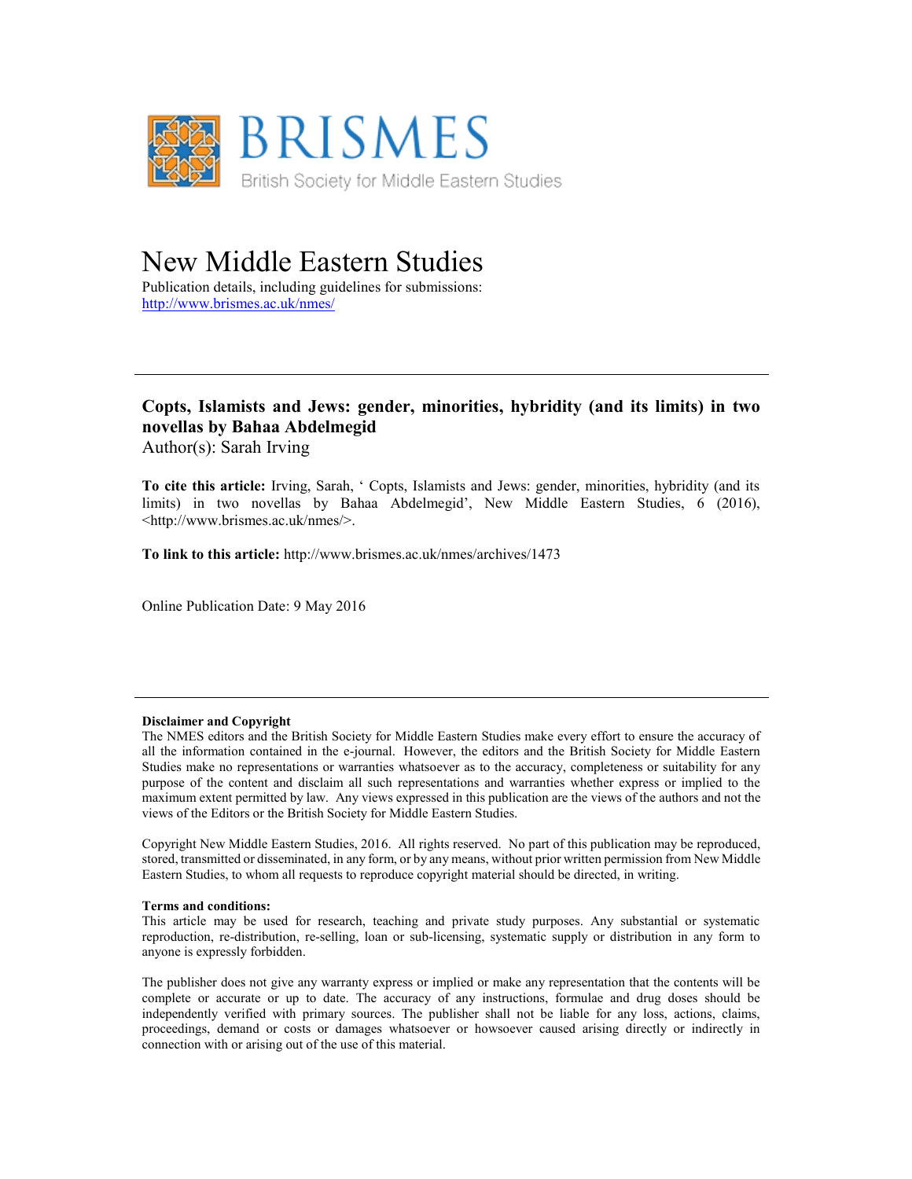BRISMES

British Society for Middle Eastern Studies

# New Middle Eastern Studies

Publication details, including guidelines for submissions:
http://www.brismes.ac.uk/nmes/

## Copts, Islamists and Jews: gender, minorities, hybridity (and its limits) in two novellas by Bahaa Abdelmegid

Author(s): Sarah Irving

**To cite this article:** Irving, Sarah, ' Copts, Islamists and Jews: gender, minorities, hybridity (and its limits) in two novellas by Bahaa Abdelmegid', New Middle Eastern Studies, 6 (2016), <http://www.brismes.ac.uk/nmes/>.

**To link to this article:** http://www.brismes.ac.uk/nmes/archives/1473

Online Publication Date: 9 May 2016

**Disclaimer and Copyright**

The NMES editors and the British Society for Middle Eastern Studies make every effort to ensure the accuracy of all the information contained in the e-journal. However, the editors and the British Society for Middle Eastern Studies make no representations or warranties whatsoever as to the accuracy, completeness or suitability for any purpose of the content and disclaim all such representations and warranties whether express or implied to the maximum extent permitted by law. Any views expressed in this publication are the views of the authors and not the views of the Editors or the British Society for Middle Eastern Studies.

Copyright New Middle Eastern Studies, 2016. All rights reserved. No part of this publication may be reproduced, stored, transmitted or disseminated, in any form, or by any means, without prior written permission from New Middle Eastern Studies, to whom all requests to reproduce copyright material should be directed, in writing.

**Terms and conditions:**

This article may be used for research, teaching and private study purposes. Any substantial or systematic reproduction, re-distribution, re-selling, loan or sub-licensing, systematic supply or distribution in any form to anyone is expressly forbidden.

The publisher does not give any warranty express or implied or make any representation that the contents will be complete or accurate or up to date. The accuracy of any instructions, formulae and drug doses should be independently verified with primary sources. The publisher shall not be liable for any loss, actions, claims, proceedings, demand or costs or damages whatsoever or howsoever caused arising directly or indirectly in connection with or arising out of the use of this material.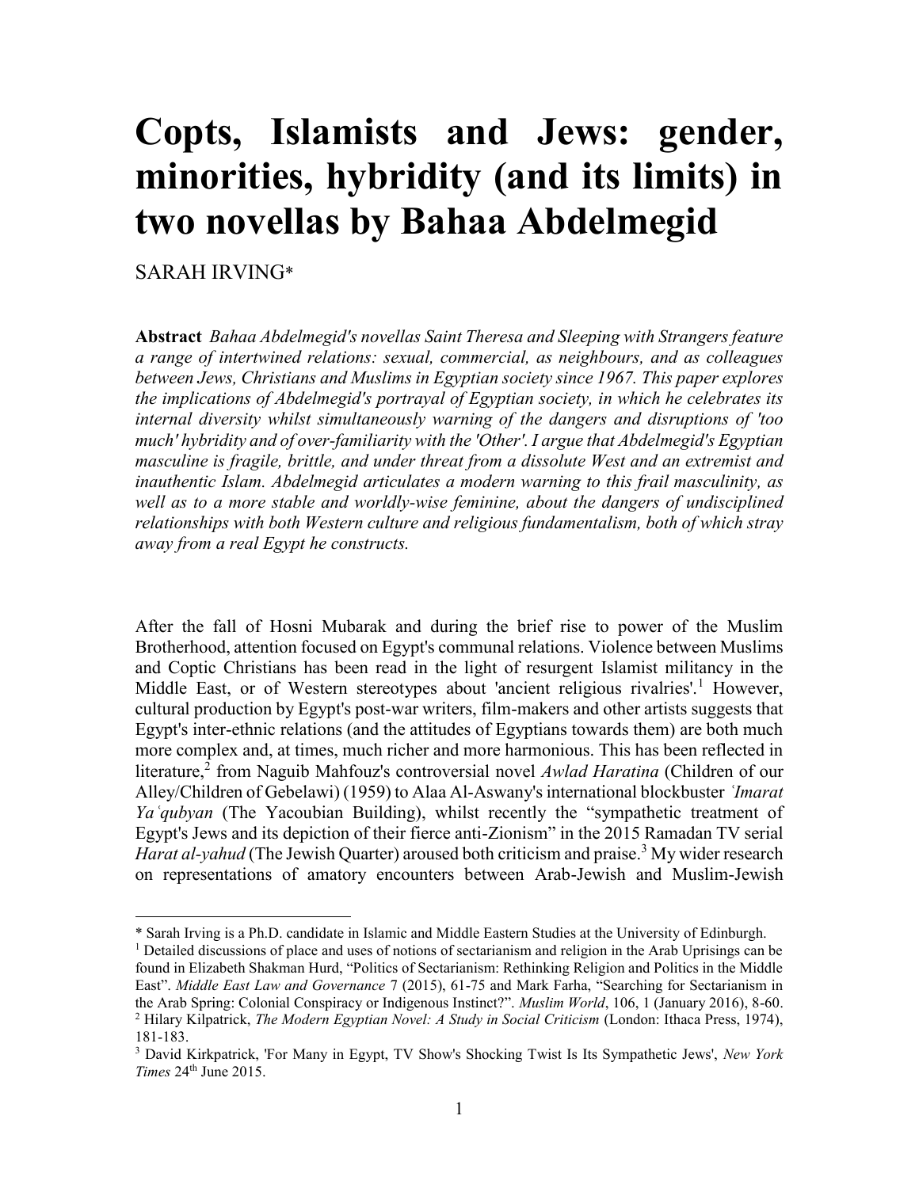# Copts, Islamists and Jews: gender, minorities, hybridity (and its limits) in two novellas by Bahaa Abdelmegid

SARAH IRVING*

**Abstract** *Bahaa Abdelmegid's novellas Saint Theresa and Sleeping with Strangers feature a range of intertwined relations: sexual, commercial, as neighbours, and as colleagues between Jews, Christians and Muslims in Egyptian society since 1967. This paper explores the implications of Abdelmegid's portrayal of Egyptian society, in which he celebrates its internal diversity whilst simultaneously warning of the dangers and disruptions of 'too much' hybridity and of over-familiarity with the 'Other'. I argue that Abdelmegid's Egyptian masculine is fragile, brittle, and under threat from a dissolute West and an extremist and inauthentic Islam. Abdelmegid articulates a modern warning to this frail masculinity, as well as to a more stable and worldly-wise feminine, about the dangers of undisciplined relationships with both Western culture and religious fundamentalism, both of which stray away from a real Egypt he constructs.*

After the fall of Hosni Mubarak and during the brief rise to power of the Muslim Brotherhood, attention focused on Egypt's communal relations. Violence between Muslims and Coptic Christians has been read in the light of resurgent Islamist militancy in the Middle East, or of Western stereotypes about 'ancient religious rivalries'.[1] However, cultural production by Egypt's post-war writers, film-makers and other artists suggests that Egypt's inter-ethnic relations (and the attitudes of Egyptians towards them) are both much more complex and, at times, much richer and more harmonious. This has been reflected in literature,[2] from Naguib Mahfouz's controversial novel *Awlad Haratina* (Children of our Alley/Children of Gebelawi) (1959) to Alaa Al-Aswany's international blockbuster *ʿImarat Yaʿqubyan* (The Yacoubian Building), whilst recently the "sympathetic treatment of Egypt's Jews and its depiction of their fierce anti-Zionism" in the 2015 Ramadan TV serial *Harat al-yahud* (The Jewish Quarter) aroused both criticism and praise.[3] My wider research on representations of amatory encounters between Arab-Jewish and Muslim-Jewish

---

\* Sarah Irving is a Ph.D. candidate in Islamic and Middle Eastern Studies at the University of Edinburgh.

[1] Detailed discussions of place and uses of notions of sectarianism and religion in the Arab Uprisings can be found in Elizabeth Shakman Hurd, "Politics of Sectarianism: Rethinking Religion and Politics in the Middle East". *Middle East Law and Governance* 7 (2015), 61-75 and Mark Farha, "Searching for Sectarianism in the Arab Spring: Colonial Conspiracy or Indigenous Instinct?". *Muslim World*, 106, 1 (January 2016), 8-60.

[2] Hilary Kilpatrick, *The Modern Egyptian Novel: A Study in Social Criticism* (London: Ithaca Press, 1974), 181-183.

[3] David Kirkpatrick, 'For Many in Egypt, TV Show's Shocking Twist Is Its Sympathetic Jews', *New York Times* 24th June 2015.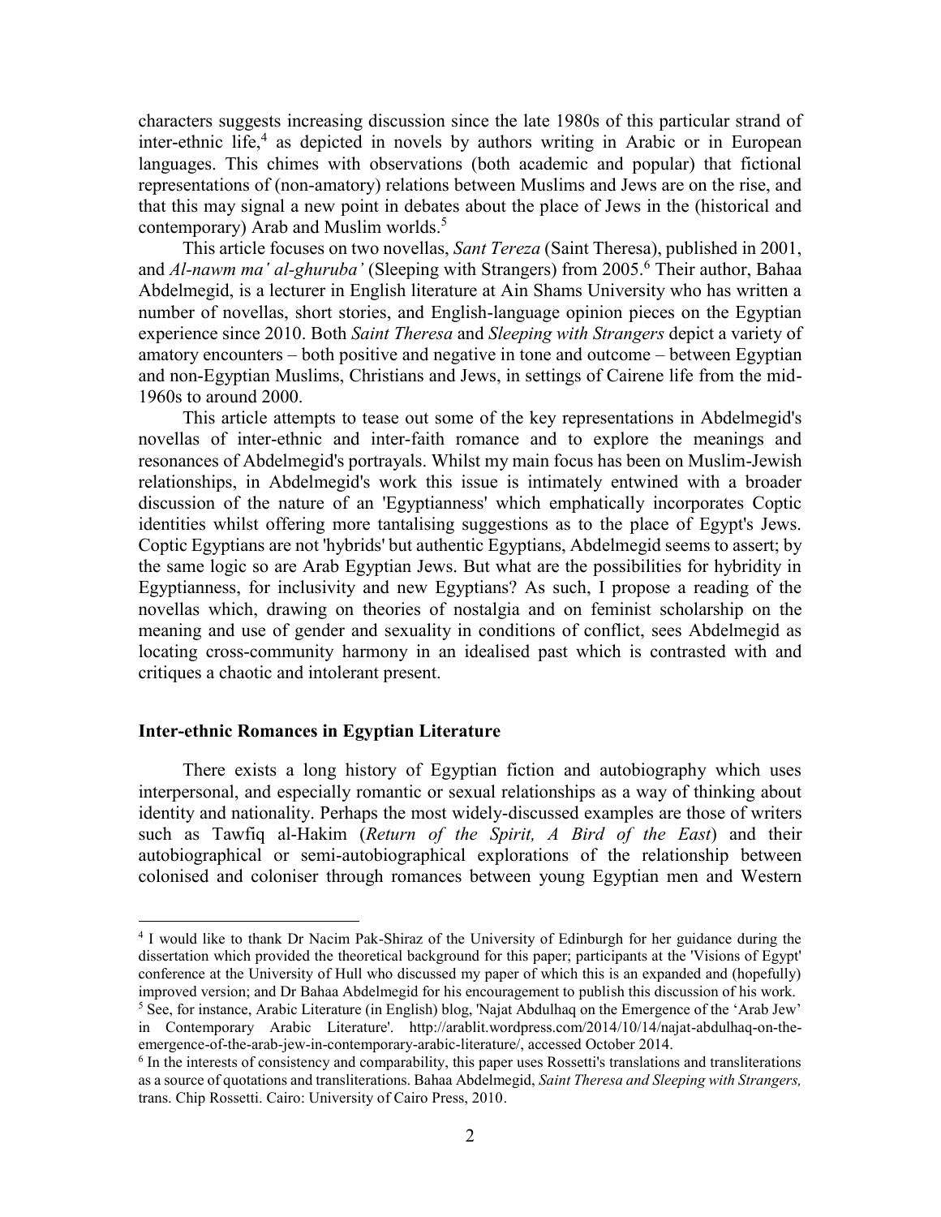characters suggests increasing discussion since the late 1980s of this particular strand of inter-ethnic life,[4] as depicted in novels by authors writing in Arabic or in European languages. This chimes with observations (both academic and popular) that fictional representations of (non-amatory) relations between Muslims and Jews are on the rise, and that this may signal a new point in debates about the place of Jews in the (historical and contemporary) Arab and Muslim worlds.[5]

This article focuses on two novellas, *Sant Tereza* (Saint Theresa), published in 2001, and *Al-nawm ma' al-ghuruba'* (Sleeping with Strangers) from 2005.[6] Their author, Bahaa Abdelmegid, is a lecturer in English literature at Ain Shams University who has written a number of novellas, short stories, and English-language opinion pieces on the Egyptian experience since 2010. Both *Saint Theresa* and *Sleeping with Strangers* depict a variety of amatory encounters – both positive and negative in tone and outcome – between Egyptian and non-Egyptian Muslims, Christians and Jews, in settings of Cairene life from the mid-1960s to around 2000.

This article attempts to tease out some of the key representations in Abdelmegid's novellas of inter-ethnic and inter-faith romance and to explore the meanings and resonances of Abdelmegid's portrayals. Whilst my main focus has been on Muslim-Jewish relationships, in Abdelmegid's work this issue is intimately entwined with a broader discussion of the nature of an 'Egyptianness' which emphatically incorporates Coptic identities whilst offering more tantalising suggestions as to the place of Egypt's Jews. Coptic Egyptians are not 'hybrids' but authentic Egyptians, Abdelmegid seems to assert; by the same logic so are Arab Egyptian Jews. But what are the possibilities for hybridity in Egyptianness, for inclusivity and new Egyptians? As such, I propose a reading of the novellas which, drawing on theories of nostalgia and on feminist scholarship on the meaning and use of gender and sexuality in conditions of conflict, sees Abdelmegid as locating cross-community harmony in an idealised past which is contrasted with and critiques a chaotic and intolerant present.

## Inter-ethnic Romances in Egyptian Literature

There exists a long history of Egyptian fiction and autobiography which uses interpersonal, and especially romantic or sexual relationships as a way of thinking about identity and nationality. Perhaps the most widely-discussed examples are those of writers such as Tawfiq al-Hakim (*Return of the Spirit, A Bird of the East*) and their autobiographical or semi-autobiographical explorations of the relationship between colonised and coloniser through romances between young Egyptian men and Western

---

[4] I would like to thank Dr Nacim Pak-Shiraz of the University of Edinburgh for her guidance during the dissertation which provided the theoretical background for this paper; participants at the 'Visions of Egypt' conference at the University of Hull who discussed my paper of which this is an expanded and (hopefully) improved version; and Dr Bahaa Abdelmegid for his encouragement to publish this discussion of his work.

[5] See, for instance, Arabic Literature (in English) blog, 'Najat Abdulhaq on the Emergence of the 'Arab Jew' in Contemporary Arabic Literature'. http://arablit.wordpress.com/2014/10/14/najat-abdulhaq-on-the-emergence-of-the-arab-jew-in-contemporary-arabic-literature/, accessed October 2014.

[6] In the interests of consistency and comparability, this paper uses Rossetti's translations and transliterations as a source of quotations and transliterations. Bahaa Abdelmegid, *Saint Theresa and Sleeping with Strangers,* trans. Chip Rossetti. Cairo: University of Cairo Press, 2010.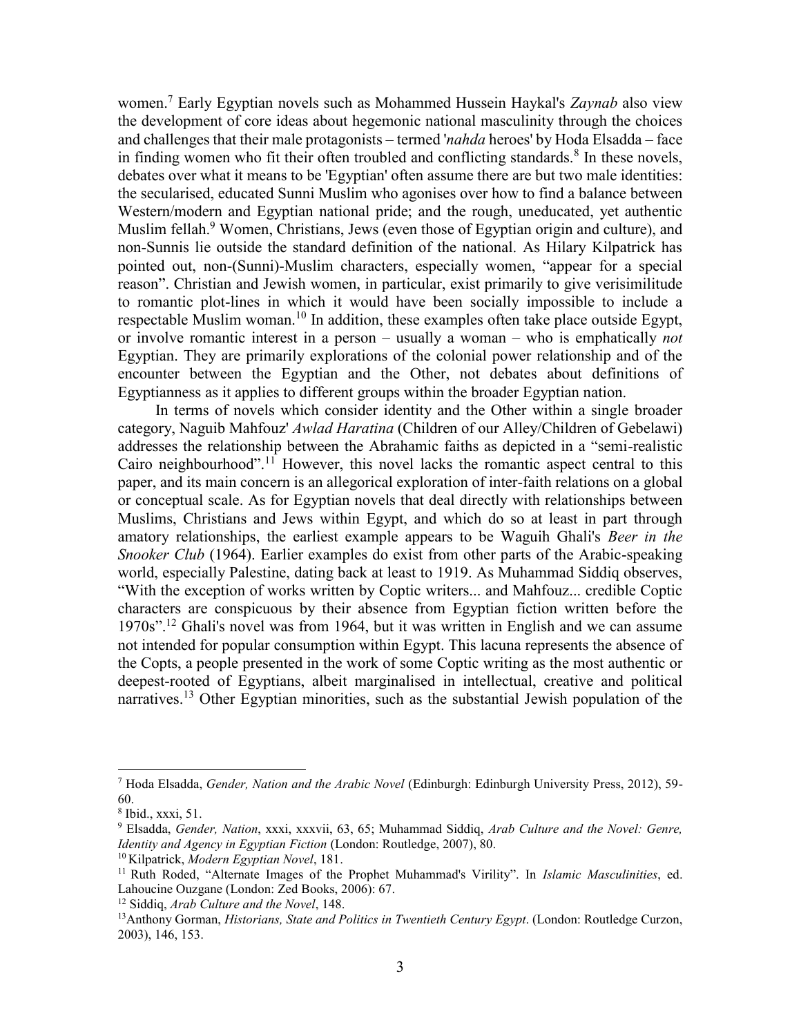women.[7] Early Egyptian novels such as Mohammed Hussein Haykal's *Zaynab* also view the development of core ideas about hegemonic national masculinity through the choices and challenges that their male protagonists – termed '*nahda* heroes' by Hoda Elsadda – face in finding women who fit their often troubled and conflicting standards.[8] In these novels, debates over what it means to be 'Egyptian' often assume there are but two male identities: the secularised, educated Sunni Muslim who agonises over how to find a balance between Western/modern and Egyptian national pride; and the rough, uneducated, yet authentic Muslim fellah.[9] Women, Christians, Jews (even those of Egyptian origin and culture), and non-Sunnis lie outside the standard definition of the national. As Hilary Kilpatrick has pointed out, non-(Sunni)-Muslim characters, especially women, "appear for a special reason". Christian and Jewish women, in particular, exist primarily to give verisimilitude to romantic plot-lines in which it would have been socially impossible to include a respectable Muslim woman.[10] In addition, these examples often take place outside Egypt, or involve romantic interest in a person – usually a woman – who is emphatically *not* Egyptian. They are primarily explorations of the colonial power relationship and of the encounter between the Egyptian and the Other, not debates about definitions of Egyptianness as it applies to different groups within the broader Egyptian nation.

In terms of novels which consider identity and the Other within a single broader category, Naguib Mahfouz' *Awlad Haratina* (Children of our Alley/Children of Gebelawi) addresses the relationship between the Abrahamic faiths as depicted in a "semi-realistic Cairo neighbourhood".[11] However, this novel lacks the romantic aspect central to this paper, and its main concern is an allegorical exploration of inter-faith relations on a global or conceptual scale. As for Egyptian novels that deal directly with relationships between Muslims, Christians and Jews within Egypt, and which do so at least in part through amatory relationships, the earliest example appears to be Waguih Ghali's *Beer in the Snooker Club* (1964). Earlier examples do exist from other parts of the Arabic-speaking world, especially Palestine, dating back at least to 1919. As Muhammad Siddiq observes, "With the exception of works written by Coptic writers... and Mahfouz... credible Coptic characters are conspicuous by their absence from Egyptian fiction written before the 1970s".[12] Ghali's novel was from 1964, but it was written in English and we can assume not intended for popular consumption within Egypt. This lacuna represents the absence of the Copts, a people presented in the work of some Coptic writing as the most authentic or deepest-rooted of Egyptians, albeit marginalised in intellectual, creative and political narratives.[13] Other Egyptian minorities, such as the substantial Jewish population of the

---

[7] Hoda Elsadda, *Gender, Nation and the Arabic Novel* (Edinburgh: Edinburgh University Press, 2012), 59-60.

[8] Ibid., xxxi, 51.

[9] Elsadda, *Gender, Nation*, xxxi, xxxvii, 63, 65; Muhammad Siddiq, *Arab Culture and the Novel: Genre, Identity and Agency in Egyptian Fiction* (London: Routledge, 2007), 80.

[10] Kilpatrick, *Modern Egyptian Novel*, 181.

[11] Ruth Roded, "Alternate Images of the Prophet Muhammad's Virility". In *Islamic Masculinities*, ed. Lahoucine Ouzgane (London: Zed Books, 2006): 67.

[12] Siddiq, *Arab Culture and the Novel*, 148.

[13] Anthony Gorman, *Historians, State and Politics in Twentieth Century Egypt*. (London: Routledge Curzon, 2003), 146, 153.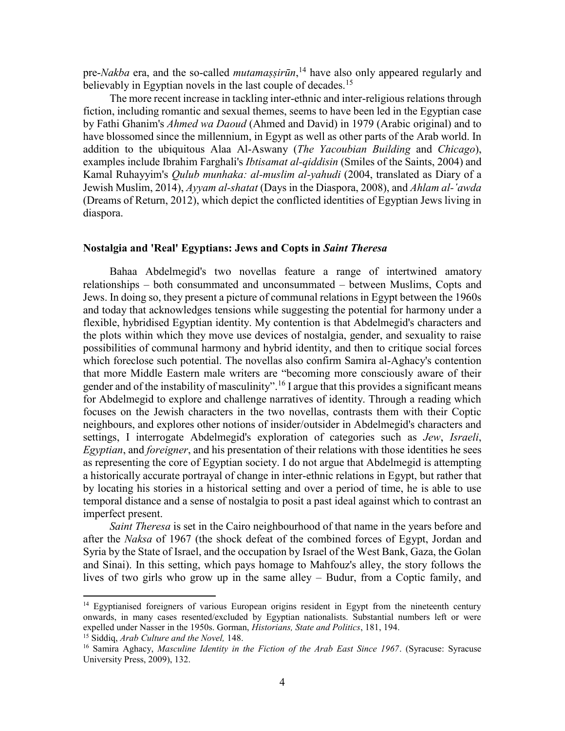pre-*Nakba* era, and the so-called *mutamaṣṣirūn*,[14] have also only appeared regularly and believably in Egyptian novels in the last couple of decades.[15]

The more recent increase in tackling inter-ethnic and inter-religious relations through fiction, including romantic and sexual themes, seems to have been led in the Egyptian case by Fathi Ghanim's *Ahmed wa Daoud* (Ahmed and David) in 1979 (Arabic original) and to have blossomed since the millennium, in Egypt as well as other parts of the Arab world. In addition to the ubiquitous Alaa Al-Aswany (*The Yacoubian Building* and *Chicago*), examples include Ibrahim Farghali's *Ibtisamat al-qiddisin* (Smiles of the Saints, 2004) and Kamal Ruhayyim's *Qulub munhaka: al-muslim al-yahudi* (2004, translated as Diary of a Jewish Muslim, 2014), *Ayyam al-shatat* (Days in the Diaspora, 2008), and *Ahlam al-'awda* (Dreams of Return, 2012), which depict the conflicted identities of Egyptian Jews living in diaspora.

## Nostalgia and 'Real' Egyptians: Jews and Copts in *Saint Theresa*

Bahaa Abdelmegid's two novellas feature a range of intertwined amatory relationships – both consummated and unconsummated – between Muslims, Copts and Jews. In doing so, they present a picture of communal relations in Egypt between the 1960s and today that acknowledges tensions while suggesting the potential for harmony under a flexible, hybridised Egyptian identity. My contention is that Abdelmegid's characters and the plots within which they move use devices of nostalgia, gender, and sexuality to raise possibilities of communal harmony and hybrid identity, and then to critique social forces which foreclose such potential. The novellas also confirm Samira al-Aghacy's contention that more Middle Eastern male writers are "becoming more consciously aware of their gender and of the instability of masculinity".[16] I argue that this provides a significant means for Abdelmegid to explore and challenge narratives of identity. Through a reading which focuses on the Jewish characters in the two novellas, contrasts them with their Coptic neighbours, and explores other notions of insider/outsider in Abdelmegid's characters and settings, I interrogate Abdelmegid's exploration of categories such as *Jew*, *Israeli*, *Egyptian*, and *foreigner*, and his presentation of their relations with those identities he sees as representing the core of Egyptian society. I do not argue that Abdelmegid is attempting a historically accurate portrayal of change in inter-ethnic relations in Egypt, but rather that by locating his stories in a historical setting and over a period of time, he is able to use temporal distance and a sense of nostalgia to posit a past ideal against which to contrast an imperfect present.

*Saint Theresa* is set in the Cairo neighbourhood of that name in the years before and after the *Naksa* of 1967 (the shock defeat of the combined forces of Egypt, Jordan and Syria by the State of Israel, and the occupation by Israel of the West Bank, Gaza, the Golan and Sinai). In this setting, which pays homage to Mahfouz's alley, the story follows the lives of two girls who grow up in the same alley – Budur, from a Coptic family, and

---

[14] Egyptianised foreigners of various European origins resident in Egypt from the nineteenth century onwards, in many cases resented/excluded by Egyptian nationalists. Substantial numbers left or were expelled under Nasser in the 1950s. Gorman, *Historians, State and Politics*, 181, 194.

[15] Siddiq, *Arab Culture and the Novel,* 148.

[16] Samira Aghacy, *Masculine Identity in the Fiction of the Arab East Since 1967*. (Syracuse: Syracuse University Press, 2009), 132.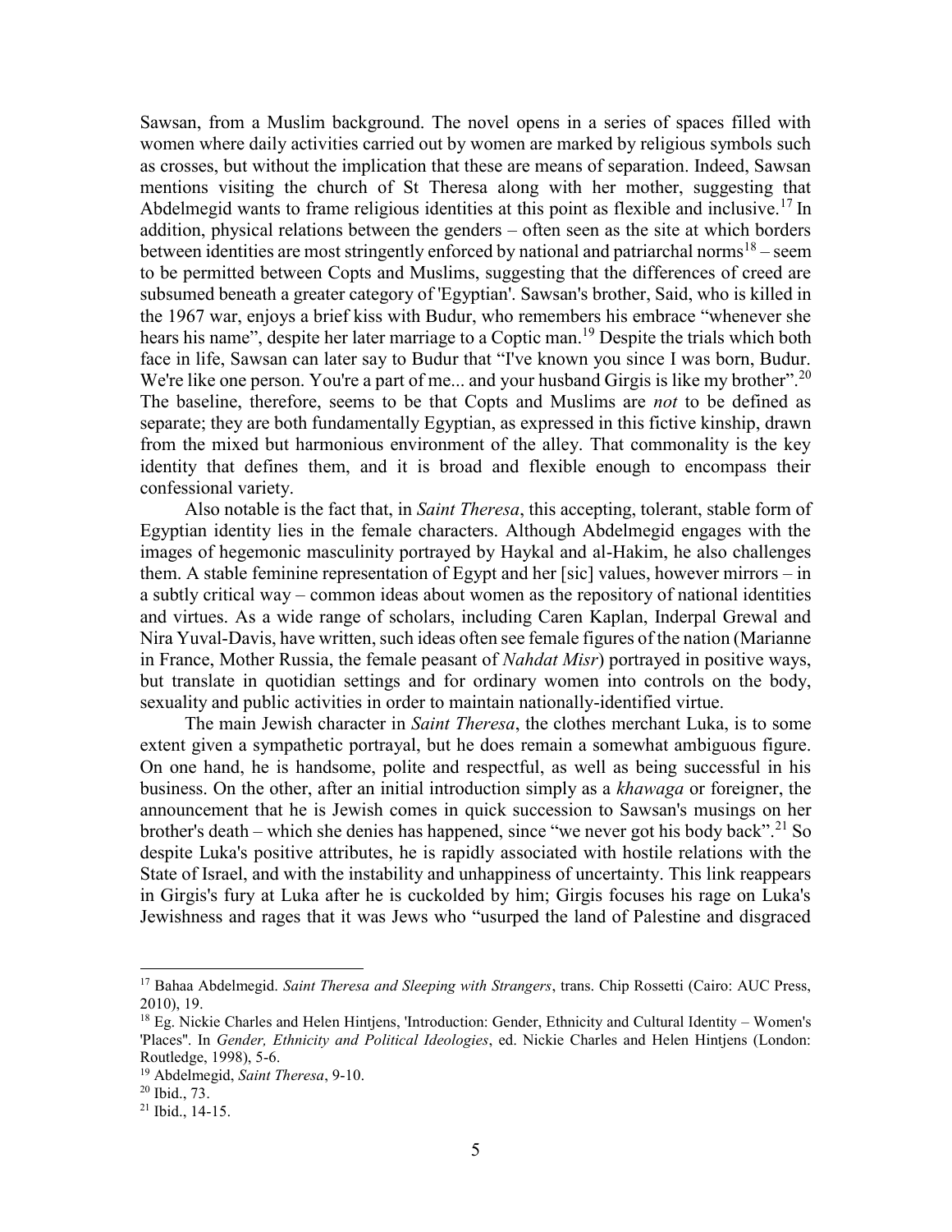Sawsan, from a Muslim background. The novel opens in a series of spaces filled with women where daily activities carried out by women are marked by religious symbols such as crosses, but without the implication that these are means of separation. Indeed, Sawsan mentions visiting the church of St Theresa along with her mother, suggesting that Abdelmegid wants to frame religious identities at this point as flexible and inclusive.[17] In addition, physical relations between the genders – often seen as the site at which borders between identities are most stringently enforced by national and patriarchal norms[18] – seem to be permitted between Copts and Muslims, suggesting that the differences of creed are subsumed beneath a greater category of 'Egyptian'. Sawsan's brother, Said, who is killed in the 1967 war, enjoys a brief kiss with Budur, who remembers his embrace "whenever she hears his name", despite her later marriage to a Coptic man.[19] Despite the trials which both face in life, Sawsan can later say to Budur that "I've known you since I was born, Budur. We're like one person. You're a part of me... and your husband Girgis is like my brother".[20] The baseline, therefore, seems to be that Copts and Muslims are *not* to be defined as separate; they are both fundamentally Egyptian, as expressed in this fictive kinship, drawn from the mixed but harmonious environment of the alley. That commonality is the key identity that defines them, and it is broad and flexible enough to encompass their confessional variety.

Also notable is the fact that, in *Saint Theresa*, this accepting, tolerant, stable form of Egyptian identity lies in the female characters. Although Abdelmegid engages with the images of hegemonic masculinity portrayed by Haykal and al-Hakim, he also challenges them. A stable feminine representation of Egypt and her [sic] values, however mirrors – in a subtly critical way – common ideas about women as the repository of national identities and virtues. As a wide range of scholars, including Caren Kaplan, Inderpal Grewal and Nira Yuval-Davis, have written, such ideas often see female figures of the nation (Marianne in France, Mother Russia, the female peasant of *Nahdat Misr*) portrayed in positive ways, but translate in quotidian settings and for ordinary women into controls on the body, sexuality and public activities in order to maintain nationally-identified virtue.

The main Jewish character in *Saint Theresa*, the clothes merchant Luka, is to some extent given a sympathetic portrayal, but he does remain a somewhat ambiguous figure. On one hand, he is handsome, polite and respectful, as well as being successful in his business. On the other, after an initial introduction simply as a *khawaga* or foreigner, the announcement that he is Jewish comes in quick succession to Sawsan's musings on her brother's death – which she denies has happened, since "we never got his body back".[21] So despite Luka's positive attributes, he is rapidly associated with hostile relations with the State of Israel, and with the instability and unhappiness of uncertainty. This link reappears in Girgis's fury at Luka after he is cuckolded by him; Girgis focuses his rage on Luka's Jewishness and rages that it was Jews who "usurped the land of Palestine and disgraced

---

[17] Bahaa Abdelmegid. *Saint Theresa and Sleeping with Strangers*, trans. Chip Rossetti (Cairo: AUC Press, 2010), 19.

[18] Eg. Nickie Charles and Helen Hintjens, 'Introduction: Gender, Ethnicity and Cultural Identity – Women's 'Places''. In *Gender, Ethnicity and Political Ideologies*, ed. Nickie Charles and Helen Hintjens (London: Routledge, 1998), 5-6.

[19] Abdelmegid, *Saint Theresa*, 9-10.

[20] Ibid., 73.

[21] Ibid., 14-15.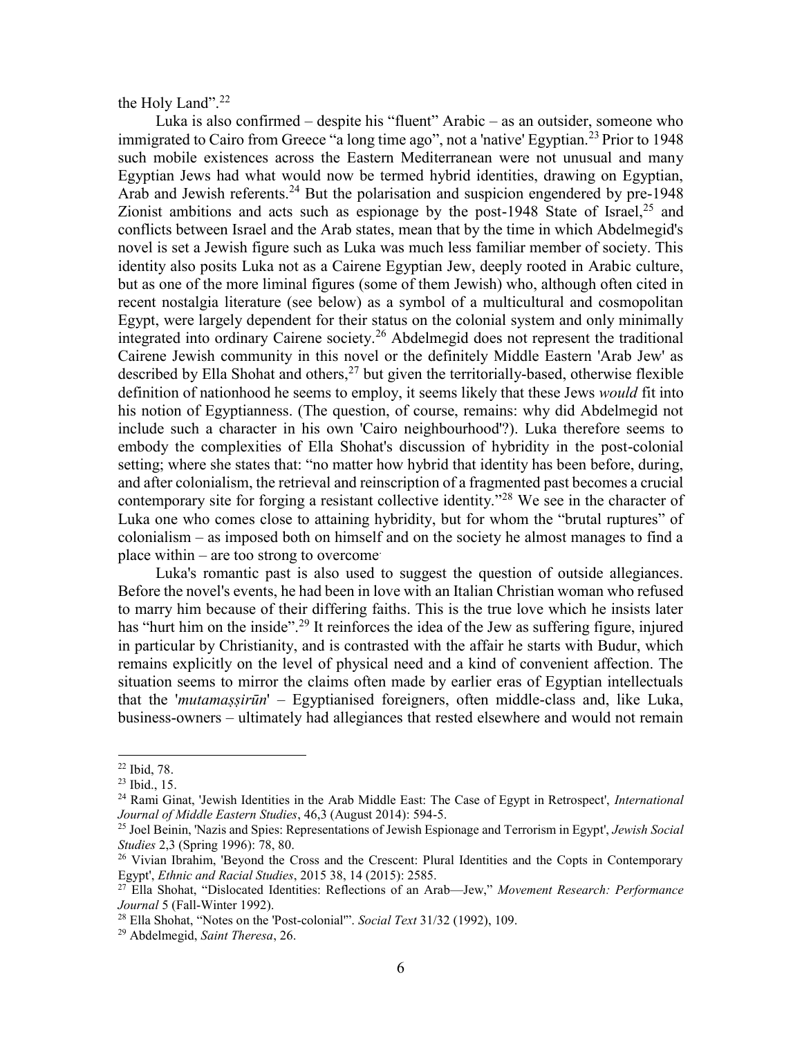the Holy Land".[22]

Luka is also confirmed – despite his "fluent" Arabic – as an outsider, someone who immigrated to Cairo from Greece "a long time ago", not a 'native' Egyptian.[23] Prior to 1948 such mobile existences across the Eastern Mediterranean were not unusual and many Egyptian Jews had what would now be termed hybrid identities, drawing on Egyptian, Arab and Jewish referents.[24] But the polarisation and suspicion engendered by pre-1948 Zionist ambitions and acts such as espionage by the post-1948 State of Israel,[25] and conflicts between Israel and the Arab states, mean that by the time in which Abdelmegid's novel is set a Jewish figure such as Luka was much less familiar member of society. This identity also posits Luka not as a Cairene Egyptian Jew, deeply rooted in Arabic culture, but as one of the more liminal figures (some of them Jewish) who, although often cited in recent nostalgia literature (see below) as a symbol of a multicultural and cosmopolitan Egypt, were largely dependent for their status on the colonial system and only minimally integrated into ordinary Cairene society.[26] Abdelmegid does not represent the traditional Cairene Jewish community in this novel or the definitely Middle Eastern 'Arab Jew' as described by Ella Shohat and others,[27] but given the territorially-based, otherwise flexible definition of nationhood he seems to employ, it seems likely that these Jews *would* fit into his notion of Egyptianness. (The question, of course, remains: why did Abdelmegid not include such a character in his own 'Cairo neighbourhood'?). Luka therefore seems to embody the complexities of Ella Shohat's discussion of hybridity in the post-colonial setting; where she states that: "no matter how hybrid that identity has been before, during, and after colonialism, the retrieval and reinscription of a fragmented past becomes a crucial contemporary site for forging a resistant collective identity."[28] We see in the character of Luka one who comes close to attaining hybridity, but for whom the "brutal ruptures" of colonialism – as imposed both on himself and on the society he almost manages to find a place within – are too strong to overcome.

Luka's romantic past is also used to suggest the question of outside allegiances. Before the novel's events, he had been in love with an Italian Christian woman who refused to marry him because of their differing faiths. This is the true love which he insists later has "hurt him on the inside".[29] It reinforces the idea of the Jew as suffering figure, injured in particular by Christianity, and is contrasted with the affair he starts with Budur, which remains explicitly on the level of physical need and a kind of convenient affection. The situation seems to mirror the claims often made by earlier eras of Egyptian intellectuals that the '*mutamaṣṣirūn*' – Egyptianised foreigners, often middle-class and, like Luka, business-owners – ultimately had allegiances that rested elsewhere and would not remain

---

[22] Ibid, 78.

[23] Ibid., 15.

[24] Rami Ginat, 'Jewish Identities in the Arab Middle East: The Case of Egypt in Retrospect', *International Journal of Middle Eastern Studies*, 46,3 (August 2014): 594-5.

[25] Joel Beinin, 'Nazis and Spies: Representations of Jewish Espionage and Terrorism in Egypt', *Jewish Social Studies* 2,3 (Spring 1996): 78, 80.

[26] Vivian Ibrahim, 'Beyond the Cross and the Crescent: Plural Identities and the Copts in Contemporary Egypt', *Ethnic and Racial Studies*, 2015 38, 14 (2015): 2585.

[27] Ella Shohat, "Dislocated Identities: Reflections of an Arab—Jew," *Movement Research: Performance Journal* 5 (Fall-Winter 1992).

[28] Ella Shohat, "Notes on the 'Post-colonial'". *Social Text* 31/32 (1992), 109.

[29] Abdelmegid, *Saint Theresa*, 26.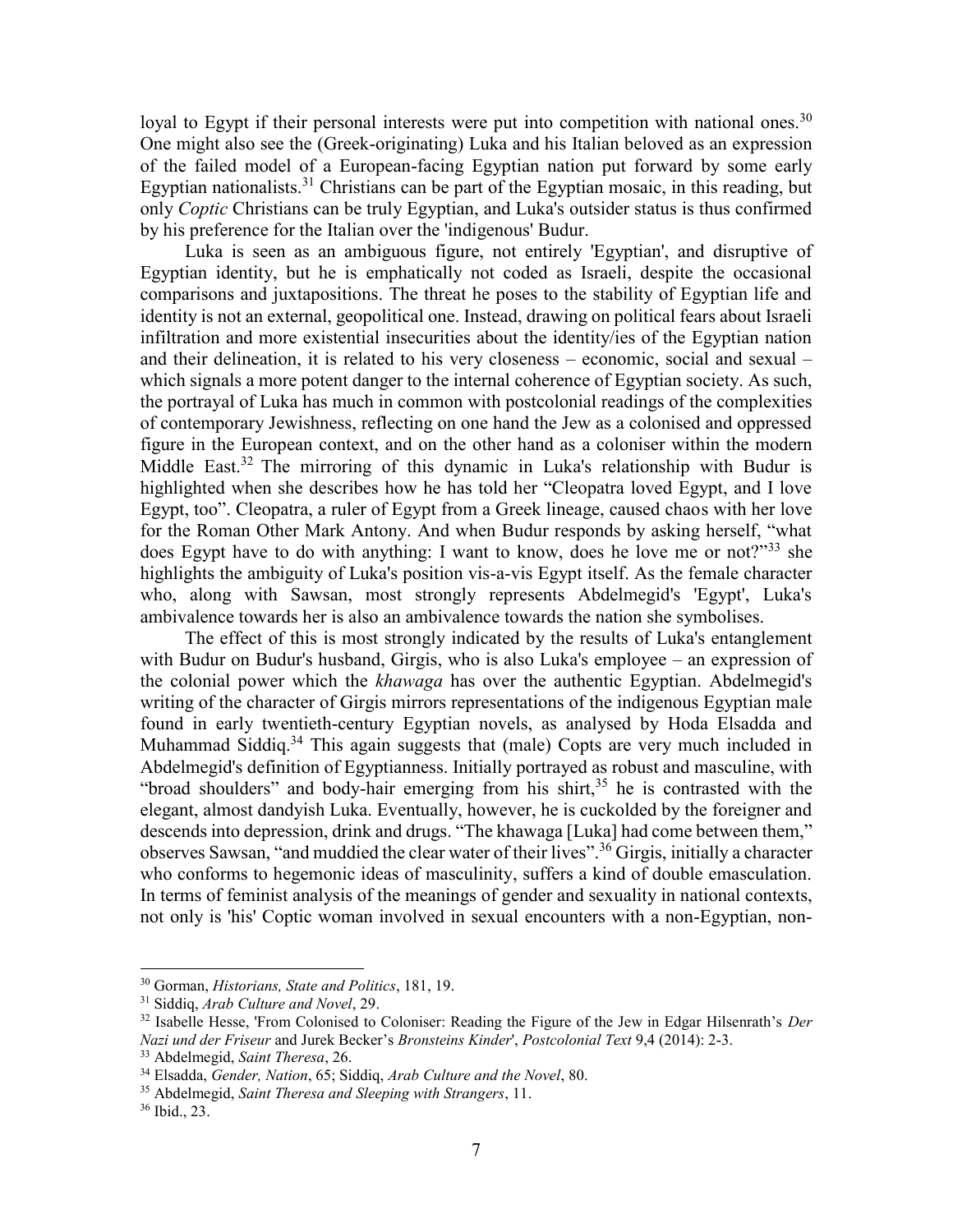loyal to Egypt if their personal interests were put into competition with national ones.[30] One might also see the (Greek-originating) Luka and his Italian beloved as an expression of the failed model of a European-facing Egyptian nation put forward by some early Egyptian nationalists.[31] Christians can be part of the Egyptian mosaic, in this reading, but only *Coptic* Christians can be truly Egyptian, and Luka's outsider status is thus confirmed by his preference for the Italian over the 'indigenous' Budur.

Luka is seen as an ambiguous figure, not entirely 'Egyptian', and disruptive of Egyptian identity, but he is emphatically not coded as Israeli, despite the occasional comparisons and juxtapositions. The threat he poses to the stability of Egyptian life and identity is not an external, geopolitical one. Instead, drawing on political fears about Israeli infiltration and more existential insecurities about the identity/ies of the Egyptian nation and their delineation, it is related to his very closeness – economic, social and sexual – which signals a more potent danger to the internal coherence of Egyptian society. As such, the portrayal of Luka has much in common with postcolonial readings of the complexities of contemporary Jewishness, reflecting on one hand the Jew as a colonised and oppressed figure in the European context, and on the other hand as a coloniser within the modern Middle East.[32] The mirroring of this dynamic in Luka's relationship with Budur is highlighted when she describes how he has told her "Cleopatra loved Egypt, and I love Egypt, too". Cleopatra, a ruler of Egypt from a Greek lineage, caused chaos with her love for the Roman Other Mark Antony. And when Budur responds by asking herself, "what does Egypt have to do with anything: I want to know, does he love me or not?"[33] she highlights the ambiguity of Luka's position vis-a-vis Egypt itself. As the female character who, along with Sawsan, most strongly represents Abdelmegid's 'Egypt', Luka's ambivalence towards her is also an ambivalence towards the nation she symbolises.

The effect of this is most strongly indicated by the results of Luka's entanglement with Budur on Budur's husband, Girgis, who is also Luka's employee – an expression of the colonial power which the *khawaga* has over the authentic Egyptian. Abdelmegid's writing of the character of Girgis mirrors representations of the indigenous Egyptian male found in early twentieth-century Egyptian novels, as analysed by Hoda Elsadda and Muhammad Siddiq.[34] This again suggests that (male) Copts are very much included in Abdelmegid's definition of Egyptianness. Initially portrayed as robust and masculine, with "broad shoulders" and body-hair emerging from his shirt,[35] he is contrasted with the elegant, almost dandyish Luka. Eventually, however, he is cuckolded by the foreigner and descends into depression, drink and drugs. "The khawaga [Luka] had come between them," observes Sawsan, "and muddied the clear water of their lives".[36] Girgis, initially a character who conforms to hegemonic ideas of masculinity, suffers a kind of double emasculation. In terms of feminist analysis of the meanings of gender and sexuality in national contexts, not only is 'his' Coptic woman involved in sexual encounters with a non-Egyptian, non-

---

[30] Gorman, *Historians, State and Politics*, 181, 19.

[31] Siddiq, *Arab Culture and Novel*, 29.

[32] Isabelle Hesse, 'From Colonised to Coloniser: Reading the Figure of the Jew in Edgar Hilsenrath's *Der Nazi und der Friseur* and Jurek Becker's *Bronsteins Kinder*', *Postcolonial Text* 9,4 (2014): 2-3.

[33] Abdelmegid, *Saint Theresa*, 26.

[34] Elsadda, *Gender, Nation*, 65; Siddiq, *Arab Culture and the Novel*, 80.

[35] Abdelmegid, *Saint Theresa and Sleeping with Strangers*, 11.

[36] Ibid., 23.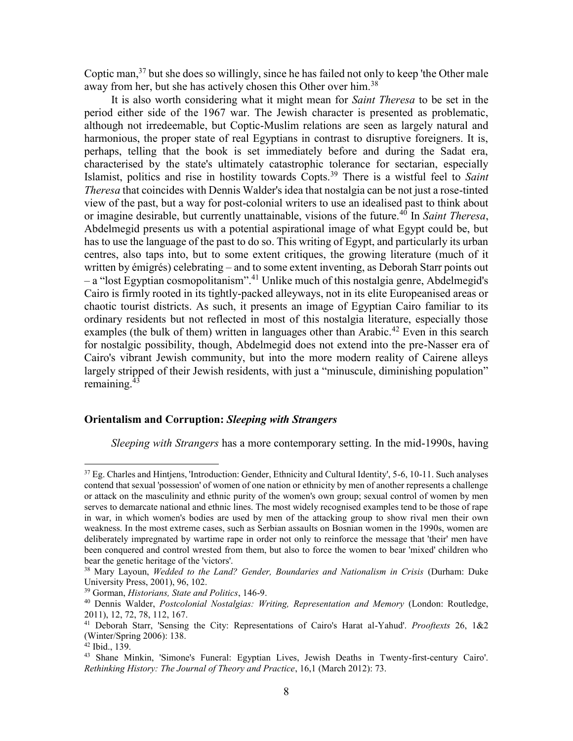Coptic man,[37] but she does so willingly, since he has failed not only to keep 'the Other male away from her, but she has actively chosen this Other over him.[38]

It is also worth considering what it might mean for *Saint Theresa* to be set in the period either side of the 1967 war. The Jewish character is presented as problematic, although not irredeemable, but Coptic-Muslim relations are seen as largely natural and harmonious, the proper state of real Egyptians in contrast to disruptive foreigners. It is, perhaps, telling that the book is set immediately before and during the Sadat era, characterised by the state's ultimately catastrophic tolerance for sectarian, especially Islamist, politics and rise in hostility towards Copts.[39] There is a wistful feel to *Saint Theresa* that coincides with Dennis Walder's idea that nostalgia can be not just a rose-tinted view of the past, but a way for post-colonial writers to use an idealised past to think about or imagine desirable, but currently unattainable, visions of the future.[40] In *Saint Theresa*, Abdelmegid presents us with a potential aspirational image of what Egypt could be, but has to use the language of the past to do so. This writing of Egypt, and particularly its urban centres, also taps into, but to some extent critiques, the growing literature (much of it written by émigrés) celebrating – and to some extent inventing, as Deborah Starr points out – a "lost Egyptian cosmopolitanism".[41] Unlike much of this nostalgia genre, Abdelmegid's Cairo is firmly rooted in its tightly-packed alleyways, not in its elite Europeanised areas or chaotic tourist districts. As such, it presents an image of Egyptian Cairo familiar to its ordinary residents but not reflected in most of this nostalgia literature, especially those examples (the bulk of them) written in languages other than Arabic.[42] Even in this search for nostalgic possibility, though, Abdelmegid does not extend into the pre-Nasser era of Cairo's vibrant Jewish community, but into the more modern reality of Cairene alleys largely stripped of their Jewish residents, with just a "minuscule, diminishing population" remaining.[43]

### Orientalism and Corruption: *Sleeping with Strangers*

*Sleeping with Strangers* has a more contemporary setting. In the mid-1990s, having

---

[37] Eg. Charles and Hintjens, 'Introduction: Gender, Ethnicity and Cultural Identity', 5-6, 10-11. Such analyses contend that sexual 'possession' of women of one nation or ethnicity by men of another represents a challenge or attack on the masculinity and ethnic purity of the women's own group; sexual control of women by men serves to demarcate national and ethnic lines. The most widely recognised examples tend to be those of rape in war, in which women's bodies are used by men of the attacking group to show rival men their own weakness. In the most extreme cases, such as Serbian assaults on Bosnian women in the 1990s, women are deliberately impregnated by wartime rape in order not only to reinforce the message that 'their' men have been conquered and control wrested from them, but also to force the women to bear 'mixed' children who bear the genetic heritage of the 'victors'.

[38] Mary Layoun, *Wedded to the Land? Gender, Boundaries and Nationalism in Crisis* (Durham: Duke University Press, 2001), 96, 102.

[39] Gorman, *Historians, State and Politics*, 146-9.

[40] Dennis Walder, *Postcolonial Nostalgias: Writing, Representation and Memory* (London: Routledge, 2011), 12, 72, 78, 112, 167.

[41] Deborah Starr, 'Sensing the City: Representations of Cairo's Harat al-Yahud'. *Prooftexts* 26, 1&2 (Winter/Spring 2006): 138.

[42] Ibid., 139.

[43] Shane Minkin, 'Simone's Funeral: Egyptian Lives, Jewish Deaths in Twenty-first-century Cairo'. *Rethinking History: The Journal of Theory and Practice*, 16,1 (March 2012): 73.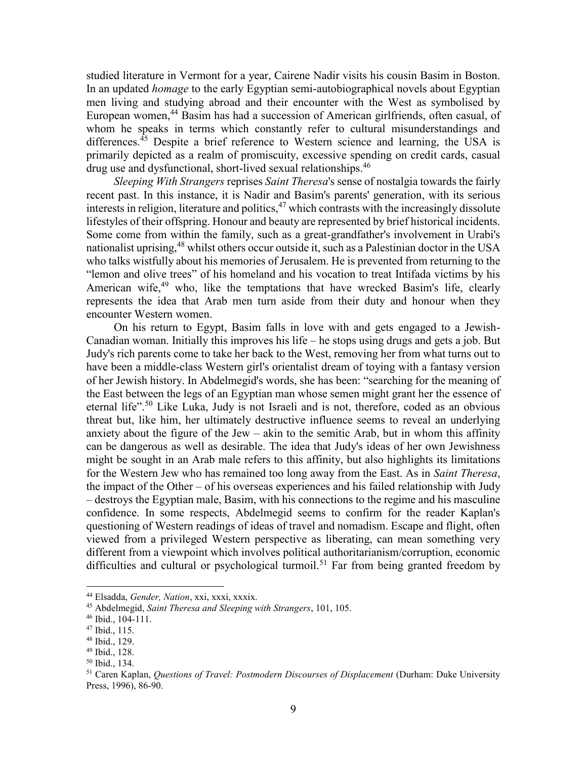studied literature in Vermont for a year, Cairene Nadir visits his cousin Basim in Boston. In an updated *homage* to the early Egyptian semi-autobiographical novels about Egyptian men living and studying abroad and their encounter with the West as symbolised by European women,[44] Basim has had a succession of American girlfriends, often casual, of whom he speaks in terms which constantly refer to cultural misunderstandings and differences.[45] Despite a brief reference to Western science and learning, the USA is primarily depicted as a realm of promiscuity, excessive spending on credit cards, casual drug use and dysfunctional, short-lived sexual relationships.[46]

*Sleeping With Strangers* reprises *Saint Theresa*'s sense of nostalgia towards the fairly recent past. In this instance, it is Nadir and Basim's parents' generation, with its serious interests in religion, literature and politics,[47] which contrasts with the increasingly dissolute lifestyles of their offspring. Honour and beauty are represented by brief historical incidents. Some come from within the family, such as a great-grandfather's involvement in Urabi's nationalist uprising,[48] whilst others occur outside it, such as a Palestinian doctor in the USA who talks wistfully about his memories of Jerusalem. He is prevented from returning to the "lemon and olive trees" of his homeland and his vocation to treat Intifada victims by his American wife,[49] who, like the temptations that have wrecked Basim's life, clearly represents the idea that Arab men turn aside from their duty and honour when they encounter Western women.

On his return to Egypt, Basim falls in love with and gets engaged to a Jewish-Canadian woman. Initially this improves his life – he stops using drugs and gets a job. But Judy's rich parents come to take her back to the West, removing her from what turns out to have been a middle-class Western girl's orientalist dream of toying with a fantasy version of her Jewish history. In Abdelmegid's words, she has been: "searching for the meaning of the East between the legs of an Egyptian man whose semen might grant her the essence of eternal life".[50] Like Luka, Judy is not Israeli and is not, therefore, coded as an obvious threat but, like him, her ultimately destructive influence seems to reveal an underlying anxiety about the figure of the Jew – akin to the semitic Arab, but in whom this affinity can be dangerous as well as desirable. The idea that Judy's ideas of her own Jewishness might be sought in an Arab male refers to this affinity, but also highlights its limitations for the Western Jew who has remained too long away from the East. As in *Saint Theresa*, the impact of the Other – of his overseas experiences and his failed relationship with Judy – destroys the Egyptian male, Basim, with his connections to the regime and his masculine confidence. In some respects, Abdelmegid seems to confirm for the reader Kaplan's questioning of Western readings of ideas of travel and nomadism. Escape and flight, often viewed from a privileged Western perspective as liberating, can mean something very different from a viewpoint which involves political authoritarianism/corruption, economic difficulties and cultural or psychological turmoil.[51] Far from being granted freedom by

---

[44] Elsadda, *Gender, Nation*, xxi, xxxi, xxxix.

[45] Abdelmegid, *Saint Theresa and Sleeping with Strangers*, 101, 105.

[46] Ibid., 104-111.

[47] Ibid., 115.

[48] Ibid., 129.

[49] Ibid., 128.

[50] Ibid., 134.

[51] Caren Kaplan, *Questions of Travel: Postmodern Discourses of Displacement* (Durham: Duke University Press, 1996), 86-90.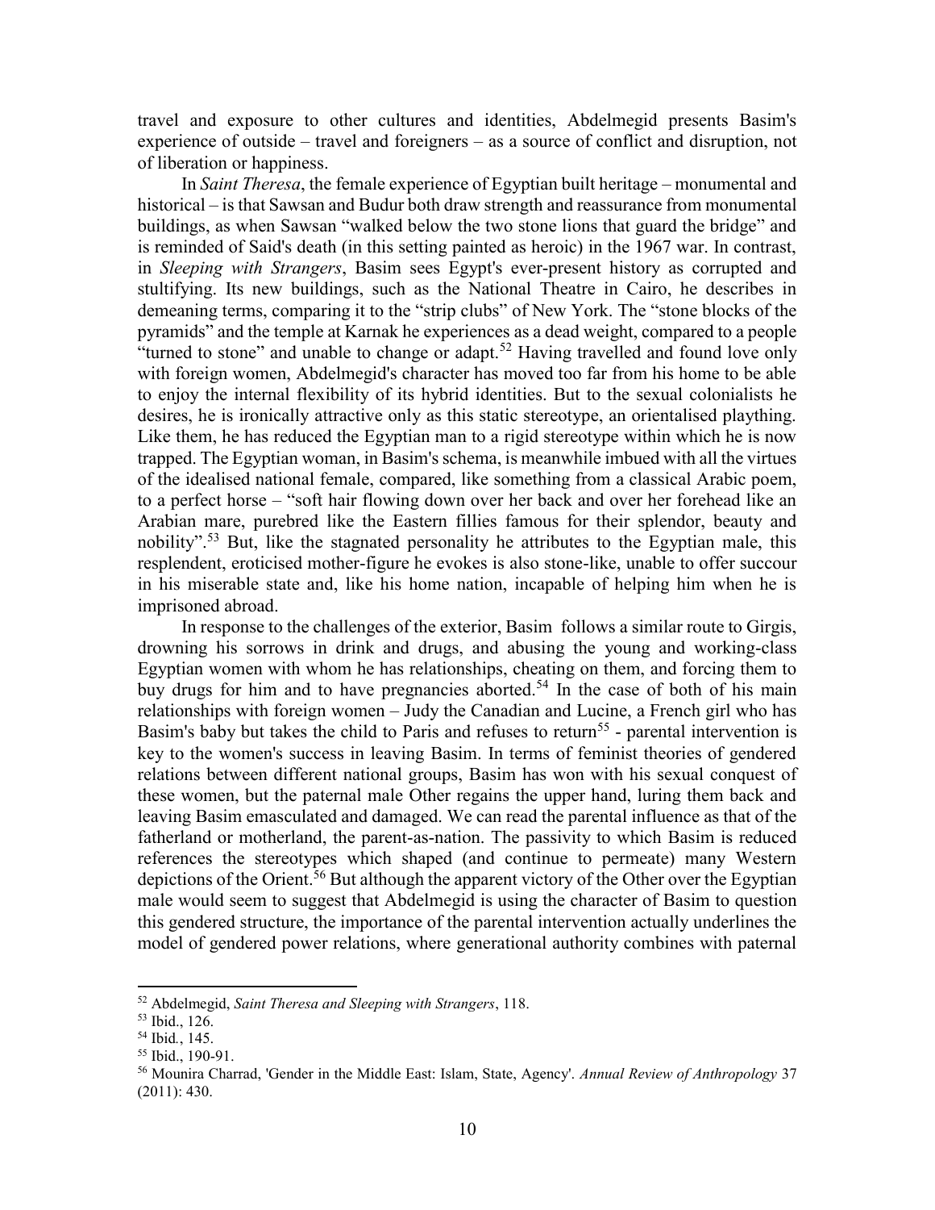travel and exposure to other cultures and identities, Abdelmegid presents Basim's experience of outside – travel and foreigners – as a source of conflict and disruption, not of liberation or happiness.

In *Saint Theresa*, the female experience of Egyptian built heritage – monumental and historical – is that Sawsan and Budur both draw strength and reassurance from monumental buildings, as when Sawsan "walked below the two stone lions that guard the bridge" and is reminded of Said's death (in this setting painted as heroic) in the 1967 war. In contrast, in *Sleeping with Strangers*, Basim sees Egypt's ever-present history as corrupted and stultifying. Its new buildings, such as the National Theatre in Cairo, he describes in demeaning terms, comparing it to the "strip clubs" of New York. The "stone blocks of the pyramids" and the temple at Karnak he experiences as a dead weight, compared to a people "turned to stone" and unable to change or adapt.[52] Having travelled and found love only with foreign women, Abdelmegid's character has moved too far from his home to be able to enjoy the internal flexibility of its hybrid identities. But to the sexual colonialists he desires, he is ironically attractive only as this static stereotype, an orientalised plaything. Like them, he has reduced the Egyptian man to a rigid stereotype within which he is now trapped. The Egyptian woman, in Basim's schema, is meanwhile imbued with all the virtues of the idealised national female, compared, like something from a classical Arabic poem, to a perfect horse – "soft hair flowing down over her back and over her forehead like an Arabian mare, purebred like the Eastern fillies famous for their splendor, beauty and nobility".[53] But, like the stagnated personality he attributes to the Egyptian male, this resplendent, eroticised mother-figure he evokes is also stone-like, unable to offer succour in his miserable state and, like his home nation, incapable of helping him when he is imprisoned abroad.

In response to the challenges of the exterior, Basim follows a similar route to Girgis, drowning his sorrows in drink and drugs, and abusing the young and working-class Egyptian women with whom he has relationships, cheating on them, and forcing them to buy drugs for him and to have pregnancies aborted.[54] In the case of both of his main relationships with foreign women – Judy the Canadian and Lucine, a French girl who has Basim's baby but takes the child to Paris and refuses to return[55] - parental intervention is key to the women's success in leaving Basim. In terms of feminist theories of gendered relations between different national groups, Basim has won with his sexual conquest of these women, but the paternal male Other regains the upper hand, luring them back and leaving Basim emasculated and damaged. We can read the parental influence as that of the fatherland or motherland, the parent-as-nation. The passivity to which Basim is reduced references the stereotypes which shaped (and continue to permeate) many Western depictions of the Orient.[56] But although the apparent victory of the Other over the Egyptian male would seem to suggest that Abdelmegid is using the character of Basim to question this gendered structure, the importance of the parental intervention actually underlines the model of gendered power relations, where generational authority combines with paternal

---

[52] Abdelmegid, *Saint Theresa and Sleeping with Strangers*, 118.

[53] Ibid., 126.

[54] Ibid., 145.

[55] Ibid., 190-91.

[56] Mounira Charrad, 'Gender in the Middle East: Islam, State, Agency'. *Annual Review of Anthropology* 37 (2011): 430.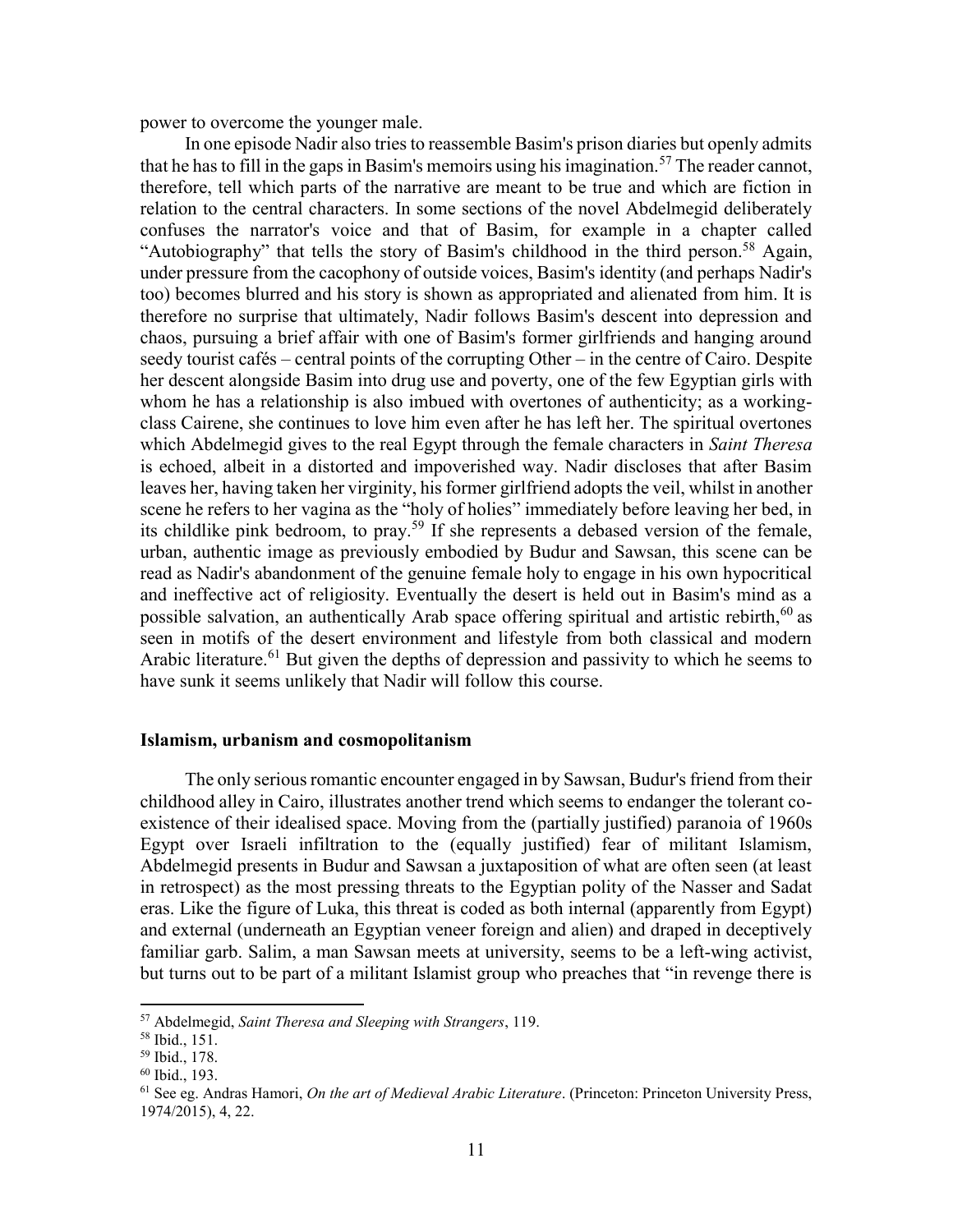power to overcome the younger male.

In one episode Nadir also tries to reassemble Basim's prison diaries but openly admits that he has to fill in the gaps in Basim's memoirs using his imagination.[57] The reader cannot, therefore, tell which parts of the narrative are meant to be true and which are fiction in relation to the central characters. In some sections of the novel Abdelmegid deliberately confuses the narrator's voice and that of Basim, for example in a chapter called "Autobiography" that tells the story of Basim's childhood in the third person.[58] Again, under pressure from the cacophony of outside voices, Basim's identity (and perhaps Nadir's too) becomes blurred and his story is shown as appropriated and alienated from him. It is therefore no surprise that ultimately, Nadir follows Basim's descent into depression and chaos, pursuing a brief affair with one of Basim's former girlfriends and hanging around seedy tourist cafés – central points of the corrupting Other – in the centre of Cairo. Despite her descent alongside Basim into drug use and poverty, one of the few Egyptian girls with whom he has a relationship is also imbued with overtones of authenticity; as a working-class Cairene, she continues to love him even after he has left her. The spiritual overtones which Abdelmegid gives to the real Egypt through the female characters in *Saint Theresa* is echoed, albeit in a distorted and impoverished way. Nadir discloses that after Basim leaves her, having taken her virginity, his former girlfriend adopts the veil, whilst in another scene he refers to her vagina as the "holy of holies" immediately before leaving her bed, in its childlike pink bedroom, to pray.[59] If she represents a debased version of the female, urban, authentic image as previously embodied by Budur and Sawsan, this scene can be read as Nadir's abandonment of the genuine female holy to engage in his own hypocritical and ineffective act of religiosity. Eventually the desert is held out in Basim's mind as a possible salvation, an authentically Arab space offering spiritual and artistic rebirth,[60] as seen in motifs of the desert environment and lifestyle from both classical and modern Arabic literature.[61] But given the depths of depression and passivity to which he seems to have sunk it seems unlikely that Nadir will follow this course.

### Islamism, urbanism and cosmopolitanism

The only serious romantic encounter engaged in by Sawsan, Budur's friend from their childhood alley in Cairo, illustrates another trend which seems to endanger the tolerant co-existence of their idealised space. Moving from the (partially justified) paranoia of 1960s Egypt over Israeli infiltration to the (equally justified) fear of militant Islamism, Abdelmegid presents in Budur and Sawsan a juxtaposition of what are often seen (at least in retrospect) as the most pressing threats to the Egyptian polity of the Nasser and Sadat eras. Like the figure of Luka, this threat is coded as both internal (apparently from Egypt) and external (underneath an Egyptian veneer foreign and alien) and draped in deceptively familiar garb. Salim, a man Sawsan meets at university, seems to be a left-wing activist, but turns out to be part of a militant Islamist group who preaches that "in revenge there is

---

[57] Abdelmegid, *Saint Theresa and Sleeping with Strangers*, 119.

[58] Ibid., 151.

[59] Ibid., 178.

[60] Ibid., 193.

[61] See eg. Andras Hamori, *On the art of Medieval Arabic Literature*. (Princeton: Princeton University Press, 1974/2015), 4, 22.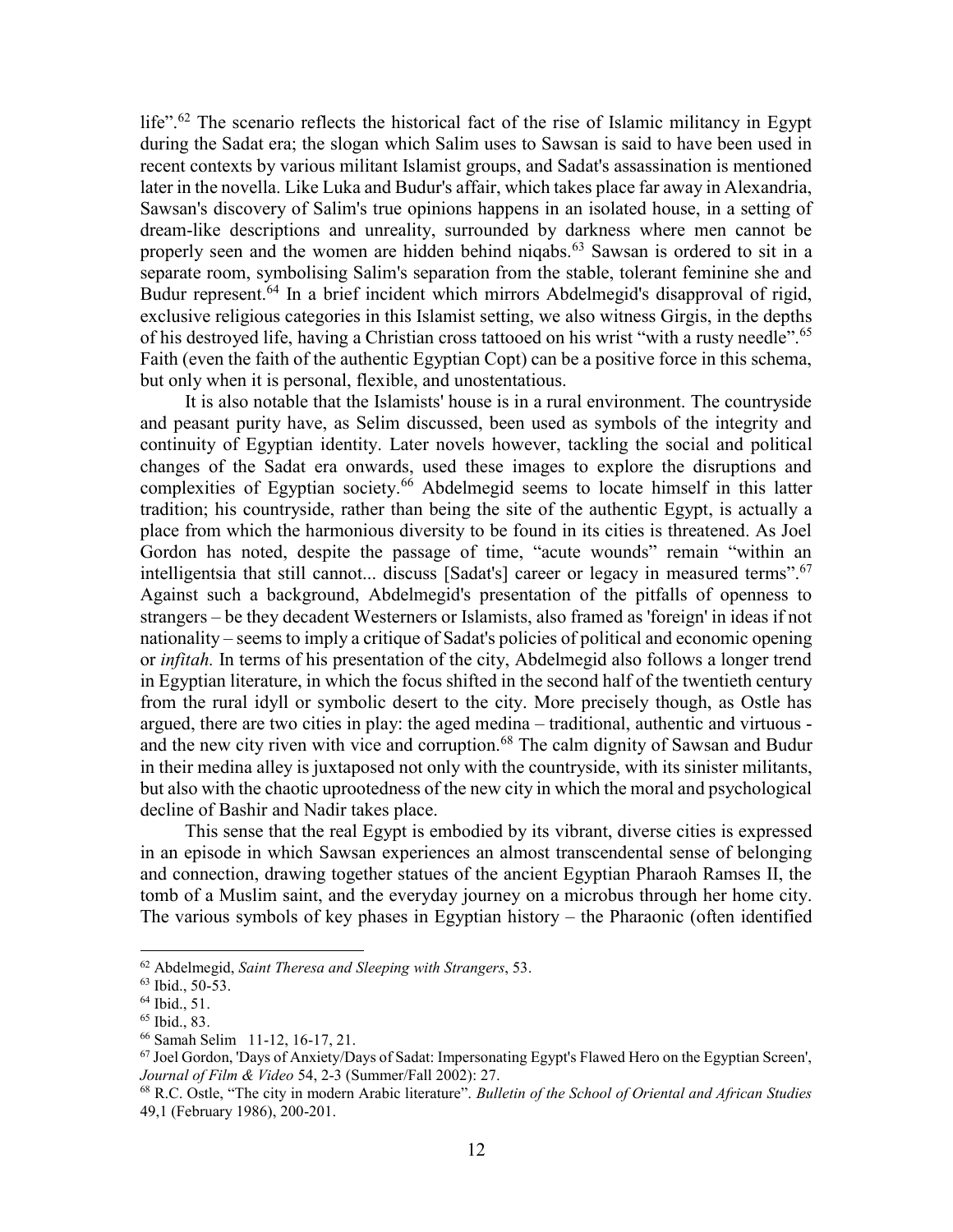life".[62] The scenario reflects the historical fact of the rise of Islamic militancy in Egypt during the Sadat era; the slogan which Salim uses to Sawsan is said to have been used in recent contexts by various militant Islamist groups, and Sadat's assassination is mentioned later in the novella. Like Luka and Budur's affair, which takes place far away in Alexandria, Sawsan's discovery of Salim's true opinions happens in an isolated house, in a setting of dream-like descriptions and unreality, surrounded by darkness where men cannot be properly seen and the women are hidden behind niqabs.[63] Sawsan is ordered to sit in a separate room, symbolising Salim's separation from the stable, tolerant feminine she and Budur represent.[64] In a brief incident which mirrors Abdelmegid's disapproval of rigid, exclusive religious categories in this Islamist setting, we also witness Girgis, in the depths of his destroyed life, having a Christian cross tattooed on his wrist "with a rusty needle".[65] Faith (even the faith of the authentic Egyptian Copt) can be a positive force in this schema, but only when it is personal, flexible, and unostentatious.

It is also notable that the Islamists' house is in a rural environment. The countryside and peasant purity have, as Selim discussed, been used as symbols of the integrity and continuity of Egyptian identity. Later novels however, tackling the social and political changes of the Sadat era onwards, used these images to explore the disruptions and complexities of Egyptian society.[66] Abdelmegid seems to locate himself in this latter tradition; his countryside, rather than being the site of the authentic Egypt, is actually a place from which the harmonious diversity to be found in its cities is threatened. As Joel Gordon has noted, despite the passage of time, "acute wounds" remain "within an intelligentsia that still cannot... discuss [Sadat's] career or legacy in measured terms".[67] Against such a background, Abdelmegid's presentation of the pitfalls of openness to strangers – be they decadent Westerners or Islamists, also framed as 'foreign' in ideas if not nationality – seems to imply a critique of Sadat's policies of political and economic opening or *infitah.* In terms of his presentation of the city, Abdelmegid also follows a longer trend in Egyptian literature, in which the focus shifted in the second half of the twentieth century from the rural idyll or symbolic desert to the city. More precisely though, as Ostle has argued, there are two cities in play: the aged medina – traditional, authentic and virtuous - and the new city riven with vice and corruption.[68] The calm dignity of Sawsan and Budur in their medina alley is juxtaposed not only with the countryside, with its sinister militants, but also with the chaotic uprootedness of the new city in which the moral and psychological decline of Bashir and Nadir takes place.

This sense that the real Egypt is embodied by its vibrant, diverse cities is expressed in an episode in which Sawsan experiences an almost transcendental sense of belonging and connection, drawing together statues of the ancient Egyptian Pharaoh Ramses II, the tomb of a Muslim saint, and the everyday journey on a microbus through her home city. The various symbols of key phases in Egyptian history – the Pharaonic (often identified

---

[62] Abdelmegid, *Saint Theresa and Sleeping with Strangers*, 53.

[63] Ibid., 50-53.

[64] Ibid., 51.

[65] Ibid., 83.

[66] Samah Selim 11-12, 16-17, 21.

[67] Joel Gordon, 'Days of Anxiety/Days of Sadat: Impersonating Egypt's Flawed Hero on the Egyptian Screen', *Journal of Film & Video* 54, 2-3 (Summer/Fall 2002): 27.

[68] R.C. Ostle, "The city in modern Arabic literature". *Bulletin of the School of Oriental and African Studies* 49,1 (February 1986), 200-201.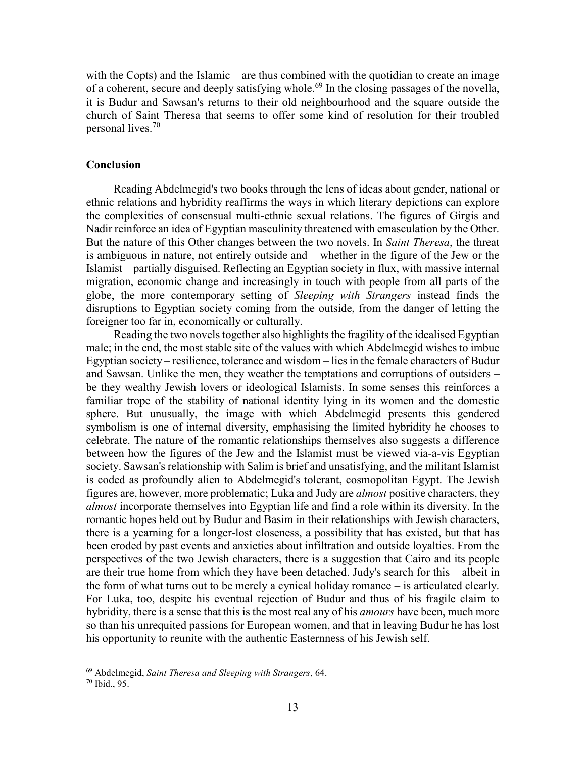with the Copts) and the Islamic – are thus combined with the quotidian to create an image of a coherent, secure and deeply satisfying whole.[69] In the closing passages of the novella, it is Budur and Sawsan's returns to their old neighbourhood and the square outside the church of Saint Theresa that seems to offer some kind of resolution for their troubled personal lives.[70]

## Conclusion

Reading Abdelmegid's two books through the lens of ideas about gender, national or ethnic relations and hybridity reaffirms the ways in which literary depictions can explore the complexities of consensual multi-ethnic sexual relations. The figures of Girgis and Nadir reinforce an idea of Egyptian masculinity threatened with emasculation by the Other. But the nature of this Other changes between the two novels. In *Saint Theresa*, the threat is ambiguous in nature, not entirely outside and – whether in the figure of the Jew or the Islamist – partially disguised. Reflecting an Egyptian society in flux, with massive internal migration, economic change and increasingly in touch with people from all parts of the globe, the more contemporary setting of *Sleeping with Strangers* instead finds the disruptions to Egyptian society coming from the outside, from the danger of letting the foreigner too far in, economically or culturally.

Reading the two novels together also highlights the fragility of the idealised Egyptian male; in the end, the most stable site of the values with which Abdelmegid wishes to imbue Egyptian society – resilience, tolerance and wisdom – lies in the female characters of Budur and Sawsan. Unlike the men, they weather the temptations and corruptions of outsiders – be they wealthy Jewish lovers or ideological Islamists. In some senses this reinforces a familiar trope of the stability of national identity lying in its women and the domestic sphere. But unusually, the image with which Abdelmegid presents this gendered symbolism is one of internal diversity, emphasising the limited hybridity he chooses to celebrate. The nature of the romantic relationships themselves also suggests a difference between how the figures of the Jew and the Islamist must be viewed via-a-vis Egyptian society. Sawsan's relationship with Salim is brief and unsatisfying, and the militant Islamist is coded as profoundly alien to Abdelmegid's tolerant, cosmopolitan Egypt. The Jewish figures are, however, more problematic; Luka and Judy are *almost* positive characters, they *almost* incorporate themselves into Egyptian life and find a role within its diversity. In the romantic hopes held out by Budur and Basim in their relationships with Jewish characters, there is a yearning for a longer-lost closeness, a possibility that has existed, but that has been eroded by past events and anxieties about infiltration and outside loyalties. From the perspectives of the two Jewish characters, there is a suggestion that Cairo and its people are their true home from which they have been detached. Judy's search for this – albeit in the form of what turns out to be merely a cynical holiday romance – is articulated clearly. For Luka, too, despite his eventual rejection of Budur and thus of his fragile claim to hybridity, there is a sense that this is the most real any of his *amours* have been, much more so than his unrequited passions for European women, and that in leaving Budur he has lost his opportunity to reunite with the authentic Easternness of his Jewish self.

---

[69] Abdelmegid, *Saint Theresa and Sleeping with Strangers*, 64.

[70] Ibid., 95.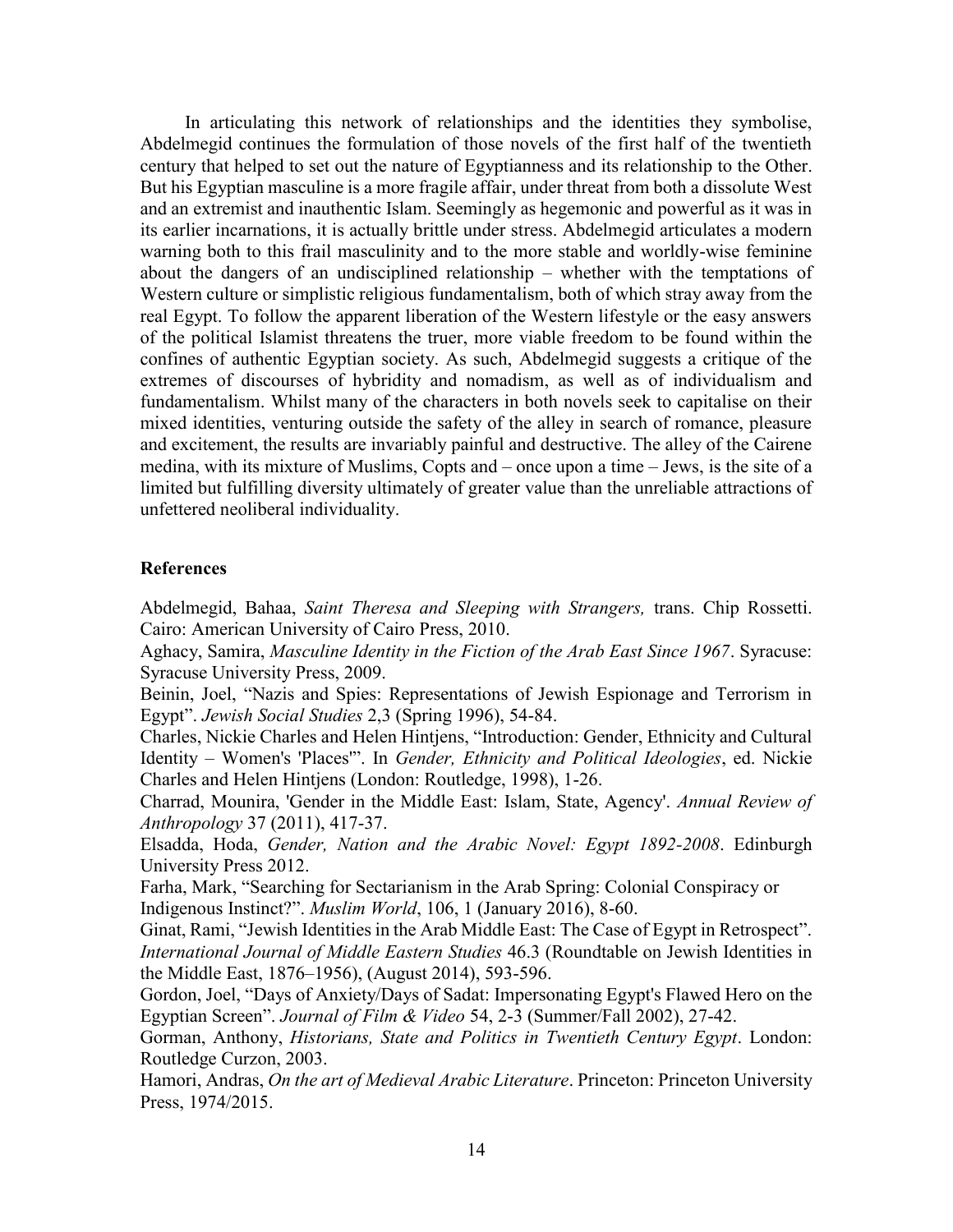In articulating this network of relationships and the identities they symbolise, Abdelmegid continues the formulation of those novels of the first half of the twentieth century that helped to set out the nature of Egyptianness and its relationship to the Other. But his Egyptian masculine is a more fragile affair, under threat from both a dissolute West and an extremist and inauthentic Islam. Seemingly as hegemonic and powerful as it was in its earlier incarnations, it is actually brittle under stress. Abdelmegid articulates a modern warning both to this frail masculinity and to the more stable and worldly-wise feminine about the dangers of an undisciplined relationship – whether with the temptations of Western culture or simplistic religious fundamentalism, both of which stray away from the real Egypt. To follow the apparent liberation of the Western lifestyle or the easy answers of the political Islamist threatens the truer, more viable freedom to be found within the confines of authentic Egyptian society. As such, Abdelmegid suggests a critique of the extremes of discourses of hybridity and nomadism, as well as of individualism and fundamentalism. Whilst many of the characters in both novels seek to capitalise on their mixed identities, venturing outside the safety of the alley in search of romance, pleasure and excitement, the results are invariably painful and destructive. The alley of the Cairene medina, with its mixture of Muslims, Copts and – once upon a time – Jews, is the site of a limited but fulfilling diversity ultimately of greater value than the unreliable attractions of unfettered neoliberal individuality.

**References**

Abdelmegid, Bahaa, *Saint Theresa and Sleeping with Strangers,* trans. Chip Rossetti. Cairo: American University of Cairo Press, 2010.

Aghacy, Samira, *Masculine Identity in the Fiction of the Arab East Since 1967*. Syracuse: Syracuse University Press, 2009.

Beinin, Joel, "Nazis and Spies: Representations of Jewish Espionage and Terrorism in Egypt". *Jewish Social Studies* 2,3 (Spring 1996), 54-84.

Charles, Nickie Charles and Helen Hintjens, "Introduction: Gender, Ethnicity and Cultural Identity – Women's 'Places'". In *Gender, Ethnicity and Political Ideologies*, ed. Nickie Charles and Helen Hintjens (London: Routledge, 1998), 1-26.

Charrad, Mounira, 'Gender in the Middle East: Islam, State, Agency'. *Annual Review of Anthropology* 37 (2011), 417-37.

Elsadda, Hoda, *Gender, Nation and the Arabic Novel: Egypt 1892-2008*. Edinburgh University Press 2012.

Farha, Mark, "Searching for Sectarianism in the Arab Spring: Colonial Conspiracy or Indigenous Instinct?". *Muslim World*, 106, 1 (January 2016), 8-60.

Ginat, Rami, "Jewish Identities in the Arab Middle East: The Case of Egypt in Retrospect". *International Journal of Middle Eastern Studies* 46.3 (Roundtable on Jewish Identities in the Middle East, 1876–1956), (August 2014), 593-596.

Gordon, Joel, "Days of Anxiety/Days of Sadat: Impersonating Egypt's Flawed Hero on the Egyptian Screen". *Journal of Film & Video* 54, 2-3 (Summer/Fall 2002), 27-42.

Gorman, Anthony, *Historians, State and Politics in Twentieth Century Egypt*. London: Routledge Curzon, 2003.

Hamori, Andras, *On the art of Medieval Arabic Literature*. Princeton: Princeton University Press, 1974/2015.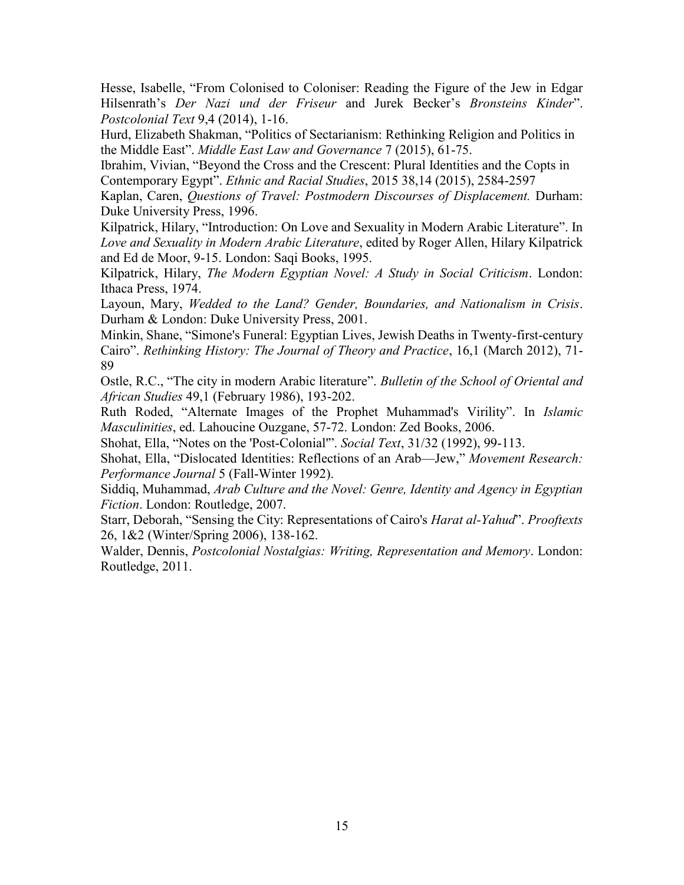Hesse, Isabelle, "From Colonised to Coloniser: Reading the Figure of the Jew in Edgar Hilsenrath's *Der Nazi und der Friseur* and Jurek Becker's *Bronsteins Kinder*". *Postcolonial Text* 9,4 (2014), 1-16.

Hurd, Elizabeth Shakman, "Politics of Sectarianism: Rethinking Religion and Politics in the Middle East". *Middle East Law and Governance* 7 (2015), 61-75.

Ibrahim, Vivian, "Beyond the Cross and the Crescent: Plural Identities and the Copts in Contemporary Egypt". *Ethnic and Racial Studies*, 2015 38,14 (2015), 2584-2597

Kaplan, Caren, *Questions of Travel: Postmodern Discourses of Displacement.* Durham: Duke University Press, 1996.

Kilpatrick, Hilary, "Introduction: On Love and Sexuality in Modern Arabic Literature". In *Love and Sexuality in Modern Arabic Literature*, edited by Roger Allen, Hilary Kilpatrick and Ed de Moor, 9-15. London: Saqi Books, 1995.

Kilpatrick, Hilary, *The Modern Egyptian Novel: A Study in Social Criticism*. London: Ithaca Press, 1974.

Layoun, Mary, *Wedded to the Land? Gender, Boundaries, and Nationalism in Crisis*. Durham & London: Duke University Press, 2001.

Minkin, Shane, "Simone's Funeral: Egyptian Lives, Jewish Deaths in Twenty-first-century Cairo". *Rethinking History: The Journal of Theory and Practice*, 16,1 (March 2012), 71-89

Ostle, R.C., "The city in modern Arabic literature". *Bulletin of the School of Oriental and African Studies* 49,1 (February 1986), 193-202.

Ruth Roded, "Alternate Images of the Prophet Muhammad's Virility". In *Islamic Masculinities*, ed. Lahoucine Ouzgane, 57-72. London: Zed Books, 2006.

Shohat, Ella, "Notes on the 'Post-Colonial'". *Social Text*, 31/32 (1992), 99-113.

Shohat, Ella, "Dislocated Identities: Reflections of an Arab—Jew," *Movement Research: Performance Journal* 5 (Fall-Winter 1992).

Siddiq, Muhammad, *Arab Culture and the Novel: Genre, Identity and Agency in Egyptian Fiction*. London: Routledge, 2007.

Starr, Deborah, "Sensing the City: Representations of Cairo's *Harat al-Yahud*". *Prooftexts* 26, 1&2 (Winter/Spring 2006), 138-162.

Walder, Dennis, *Postcolonial Nostalgias: Writing, Representation and Memory*. London: Routledge, 2011.